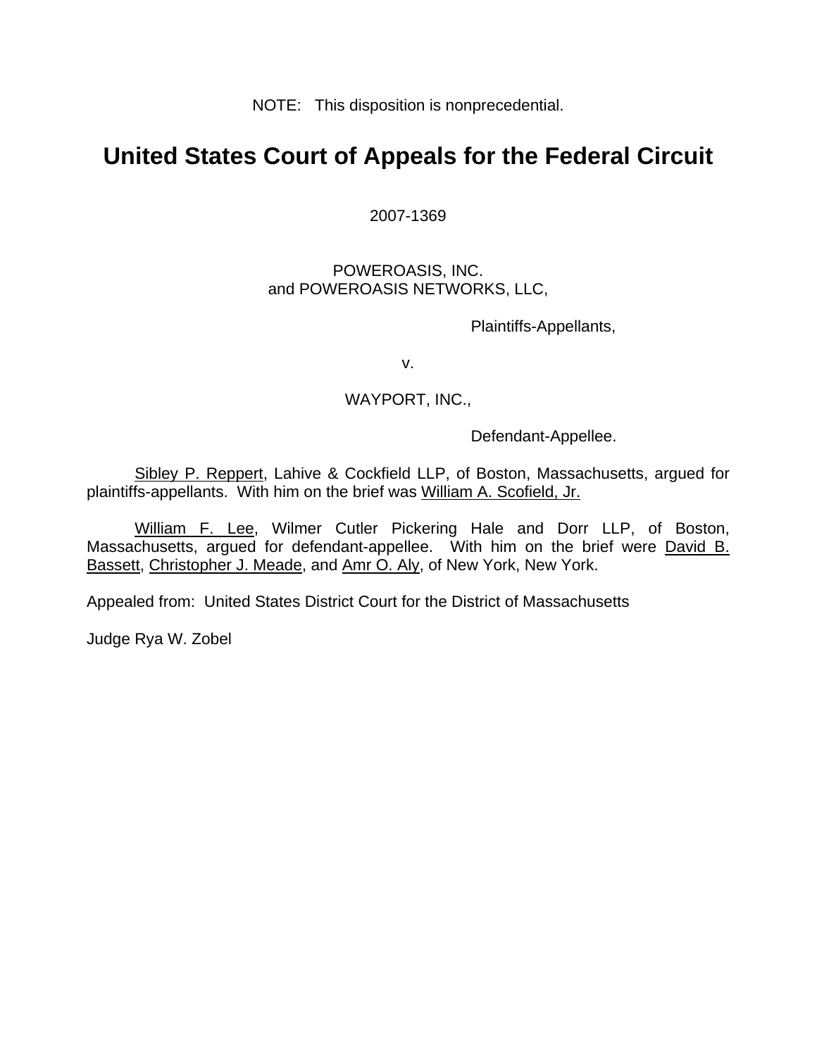NOTE: This disposition is nonprecedential.

# United States Court of Appeals for the Federal Circuit

2007-1369

POWEROASIS, INC.
and POWEROASIS NETWORKS, LLC,

Plaintiffs-Appellants,

v.

WAYPORT, INC.,

Defendant-Appellee.

Sibley P. Reppert, Lahive & Cockfield LLP, of Boston, Massachusetts, argued for plaintiffs-appellants. With him on the brief was William A. Scofield, Jr.

William F. Lee, Wilmer Cutler Pickering Hale and Dorr LLP, of Boston, Massachusetts, argued for defendant-appellee. With him on the brief were David B. Bassett, Christopher J. Meade, and Amr O. Aly, of New York, New York.

Appealed from: United States District Court for the District of Massachusetts

Judge Rya W. Zobel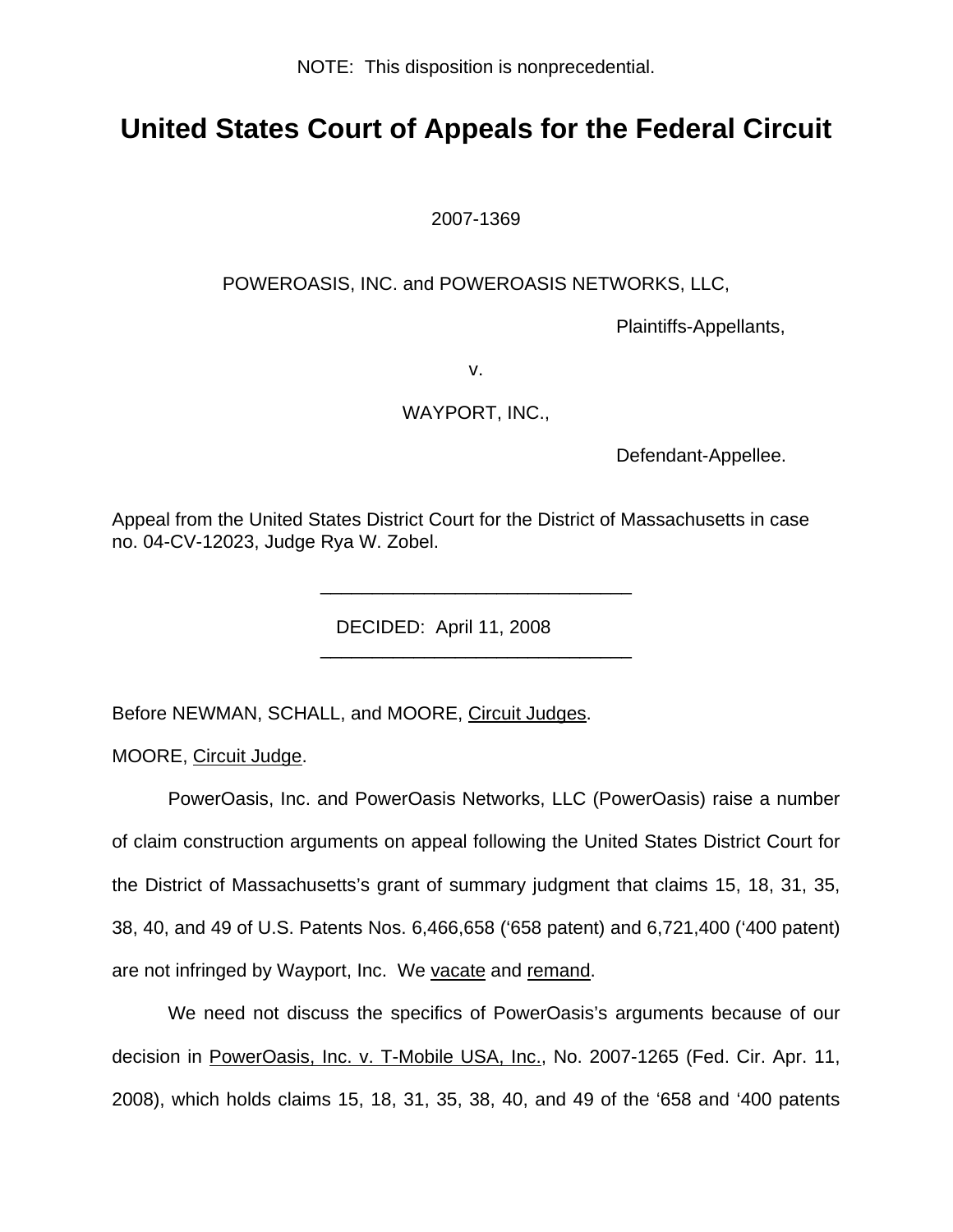NOTE: This disposition is nonprecedential.

# United States Court of Appeals for the Federal Circuit

2007-1369

POWEROASIS, INC. and POWEROASIS NETWORKS, LLC,

Plaintiffs-Appellants,

v.

WAYPORT, INC.,

Defendant-Appellee.

Appeal from the United States District Court for the District of Massachusetts in case no. 04-CV-12023, Judge Rya W. Zobel.

---

DECIDED: April 11, 2008

---

Before NEWMAN, SCHALL, and MOORE, Circuit Judges.

MOORE, Circuit Judge.

PowerOasis, Inc. and PowerOasis Networks, LLC (PowerOasis) raise a number of claim construction arguments on appeal following the United States District Court for the District of Massachusetts's grant of summary judgment that claims 15, 18, 31, 35, 38, 40, and 49 of U.S. Patents Nos. 6,466,658 ('658 patent) and 6,721,400 ('400 patent) are not infringed by Wayport, Inc. We vacate and remand.

We need not discuss the specifics of PowerOasis's arguments because of our decision in PowerOasis, Inc. v. T-Mobile USA, Inc., No. 2007-1265 (Fed. Cir. Apr. 11, 2008), which holds claims 15, 18, 31, 35, 38, 40, and 49 of the '658 and '400 patents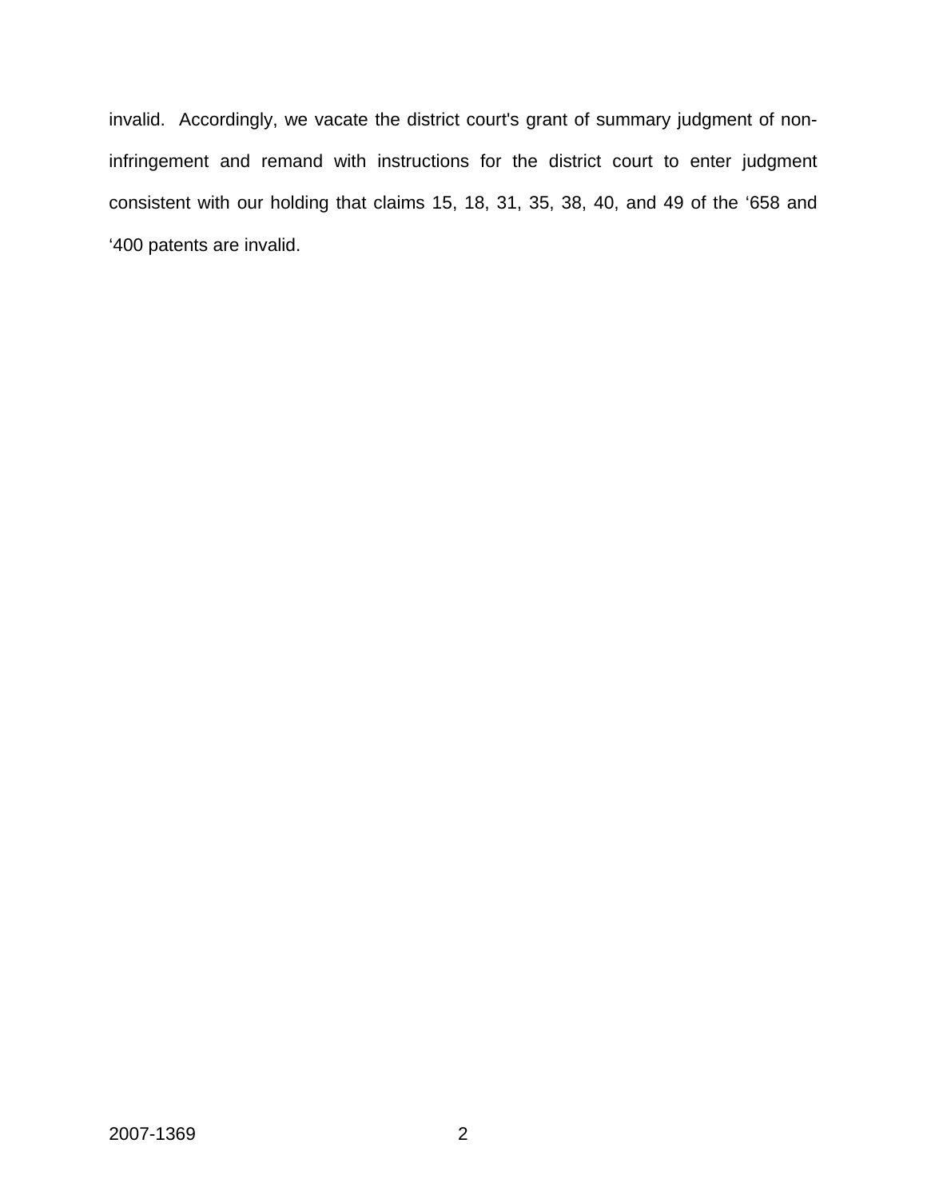invalid. Accordingly, we vacate the district court's grant of summary judgment of non-infringement and remand with instructions for the district court to enter judgment consistent with our holding that claims 15, 18, 31, 35, 38, 40, and 49 of the ‘658 and ‘400 patents are invalid.